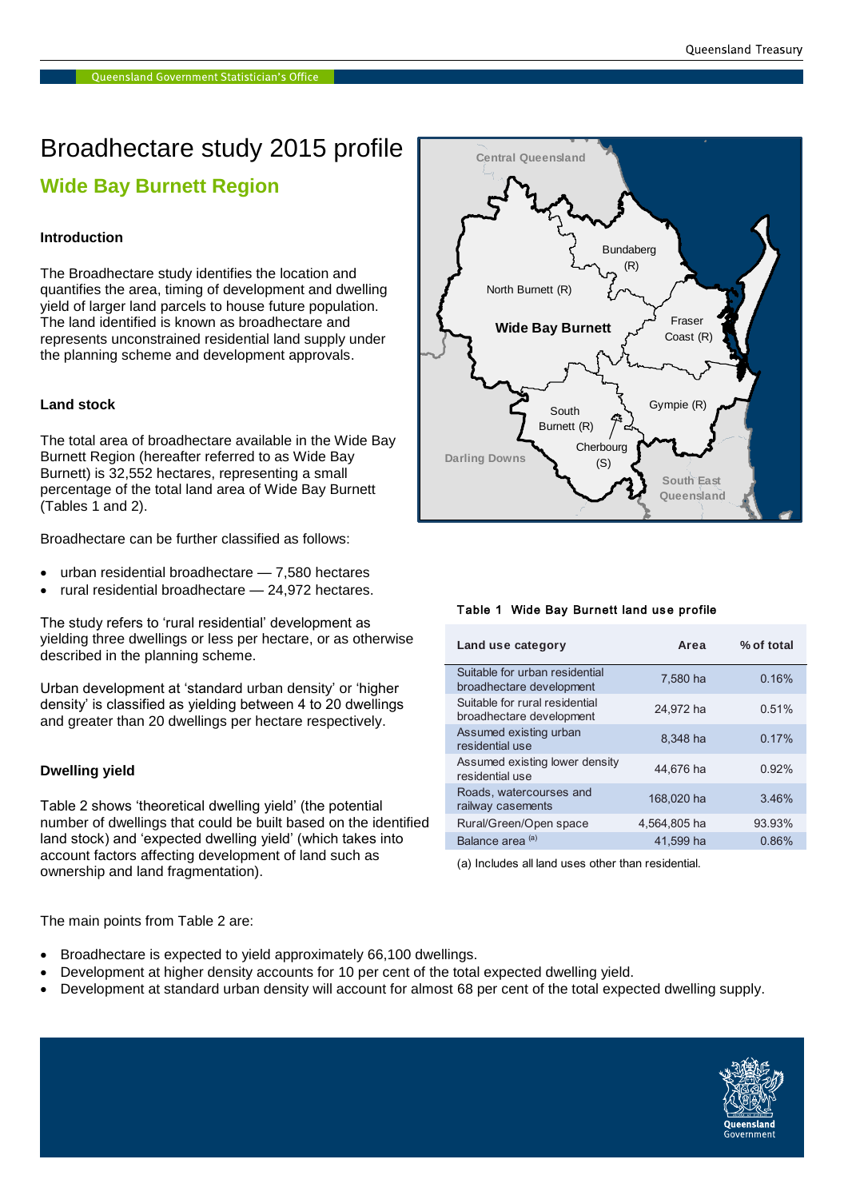# Broadhectare study 2015 profile

## Wide Bay Burnett Region

### Introduction

The Broadhectare study identifies the location and quantifies the area, timing of development and dwelling yield of larger land parcels to house future population. The land identified is known as broadhectare and represents unconstrained residential land supply under the planning scheme and development approvals.

### Land stock

The total area of broadhectare available in the Wide Bay Burnett Region (hereafter referred to as Wide Bay Burnett) is 32,552 hectares, representing a small percentage of the total land area of Wide Bay Burnett (Tables 1 and 2).

Broadhectare can be further classified as follows:

- urban residential broadhectare — 7,580 hectares
- rural residential broadhectare — 24,972 hectares.

The study refers to 'rural residential' development as yielding three dwellings or less per hectare, or as otherwise described in the planning scheme.

Urban development at 'standard urban density' or 'higher density' is classified as yielding between 4 to 20 dwellings and greater than 20 dwellings per hectare respectively.

### Dwelling yield

Table 2 shows 'theoretical dwelling yield' (the potential number of dwellings that could be built based on the identified land stock) and 'expected dwelling yield' (which takes into account factors affecting development of land such as ownership and land fragmentation).

**Table 1 Wide Bay Burnett land use profile**

| Land use category | Area | % of total |
|---|---|---|
| Suitable for urban residential broadhectare development | 7,580 ha | 0.16% |
| Suitable for rural residential broadhectare development | 24,972 ha | 0.51% |
| Assumed existing urban residential use | 8,348 ha | 0.17% |
| Assumed existing lower density residential use | 44,676 ha | 0.92% |
| Roads, watercourses and railway easements | 168,020 ha | 3.46% |
| Rural/Green/Open space | 4,564,805 ha | 93.93% |
| Balance area [(a)] | 41,599 ha | 0.86% |

(a) Includes all land uses other than residential.

The main points from Table 2 are:

- Broadhectare is expected to yield approximately 66,100 dwellings.
- Development at higher density accounts for 10 per cent of the total expected dwelling yield.
- Development at standard urban density will account for almost 68 per cent of the total expected dwelling supply.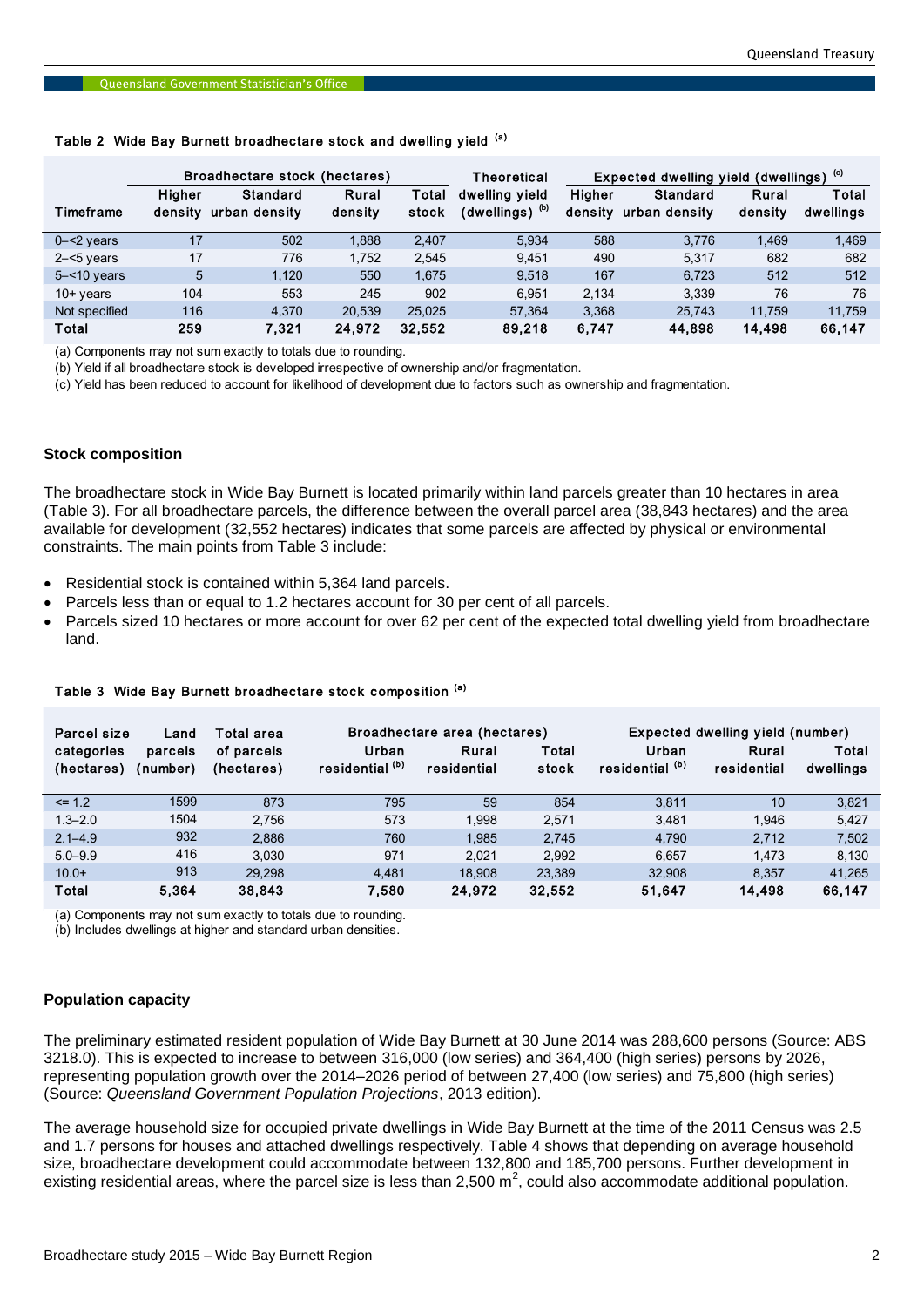Table 2 Wide Bay Burnett broadhectare stock and dwelling yield [(a)]

| Timeframe | Broadhectare stock (hectares) | | | | Theoretical dwelling yield (dwellings) [(b)] | Expected dwelling yield (dwellings) [(c)] | | | |
|---|---|---|---|---|---|---|---|---|---|
| | Higher density | Standard urban density | Rural density | Total stock | | Higher density | Standard urban density | Rural density | Total dwellings |
| 0–<2 years | 17 | 502 | 1,888 | 2,407 | 5,934 | 588 | 3,776 | 1,469 | 1,469 |
| 2–<5 years | 17 | 776 | 1,752 | 2,545 | 9,451 | 490 | 5,317 | 682 | 682 |
| 5–<10 years | 5 | 1,120 | 550 | 1,675 | 9,518 | 167 | 6,723 | 512 | 512 |
| 10+ years | 104 | 553 | 245 | 902 | 6,951 | 2,134 | 3,339 | 76 | 76 |
| Not specified | 116 | 4,370 | 20,539 | 25,025 | 57,364 | 3,368 | 25,743 | 11,759 | 11,759 |
| **Total** | **259** | **7,321** | **24,972** | **32,552** | **89,218** | **6,747** | **44,898** | **14,498** | **66,147** |

(a) Components may not sum exactly to totals due to rounding.
(b) Yield if all broadhectare stock is developed irrespective of ownership and/or fragmentation.
(c) Yield has been reduced to account for likelihood of development due to factors such as ownership and fragmentation.

## Stock composition

The broadhectare stock in Wide Bay Burnett is located primarily within land parcels greater than 10 hectares in area (Table 3). For all broadhectare parcels, the difference between the overall parcel area (38,843 hectares) and the area available for development (32,552 hectares) indicates that some parcels are affected by physical or environmental constraints. The main points from Table 3 include:

- Residential stock is contained within 5,364 land parcels.
- Parcels less than or equal to 1.2 hectares account for 30 per cent of all parcels.
- Parcels sized 10 hectares or more account for over 62 per cent of the expected total dwelling yield from broadhectare land.

Table 3 Wide Bay Burnett broadhectare stock composition [(a)]

| Parcel size categories (hectares) | Land parcels (number) | Total area of parcels (hectares) | Broadhectare area (hectares) | | | Expected dwelling yield (number) | | |
|---|---|---|---|---|---|---|---|---|
| | | | Urban residential [(b)] | Rural residential | Total stock | Urban residential [(b)] | Rural residential | Total dwellings |
| <= 1.2 | 1599 | 873 | 795 | 59 | 854 | 3,811 | 10 | 3,821 |
| 1.3–2.0 | 1504 | 2,756 | 573 | 1,998 | 2,571 | 3,481 | 1,946 | 5,427 |
| 2.1–4.9 | 932 | 2,886 | 760 | 1,985 | 2,745 | 4,790 | 2,712 | 7,502 |
| 5.0–9.9 | 416 | 3,030 | 971 | 2,021 | 2,992 | 6,657 | 1,473 | 8,130 |
| 10.0+ | 913 | 29,298 | 4,481 | 18,908 | 23,389 | 32,908 | 8,357 | 41,265 |
| **Total** | **5,364** | **38,843** | **7,580** | **24,972** | **32,552** | **51,647** | **14,498** | **66,147** |

(a) Components may not sum exactly to totals due to rounding.
(b) Includes dwellings at higher and standard urban densities.

## Population capacity

The preliminary estimated resident population of Wide Bay Burnett at 30 June 2014 was 288,600 persons (Source: ABS 3218.0). This is expected to increase to between 316,000 (low series) and 364,400 (high series) persons by 2026, representing population growth over the 2014–2026 period of between 27,400 (low series) and 75,800 (high series) (Source: *Queensland Government Population Projections*, 2013 edition).

The average household size for occupied private dwellings in Wide Bay Burnett at the time of the 2011 Census was 2.5 and 1.7 persons for houses and attached dwellings respectively. Table 4 shows that depending on average household size, broadhectare development could accommodate between 132,800 and 185,700 persons. Further development in existing residential areas, where the parcel size is less than 2,500 $m^2$, could also accommodate additional population.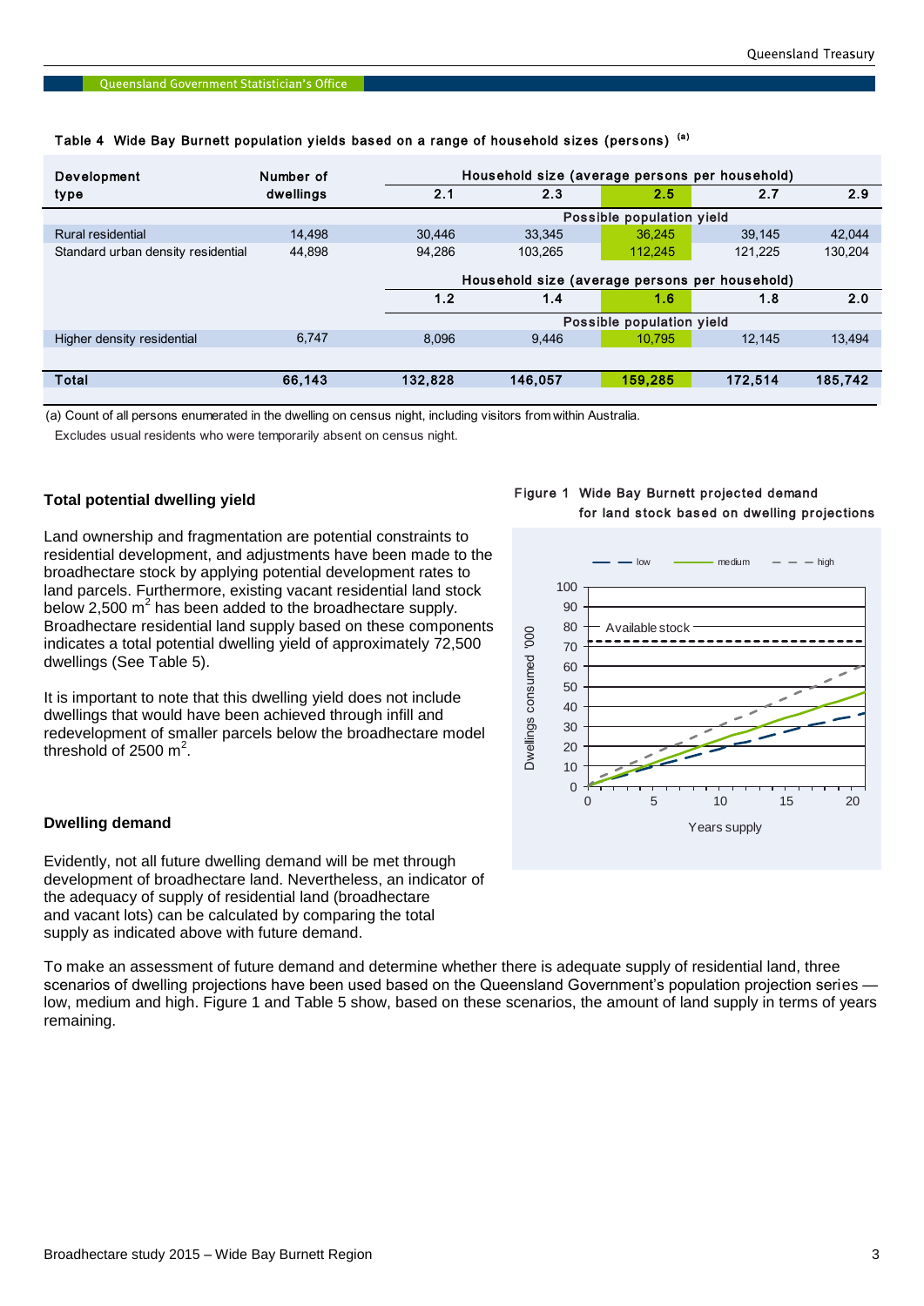Table 4 Wide Bay Burnett population yields based on a range of household sizes (persons) [(a)]

| Development type | Number of dwellings | Household size (average persons per household) | | | | |
|---|---|---|---|---|---|---|
| | | 2.1 | 2.3 | 2.5 | 2.7 | 2.9 |
| | | Possible population yield | | | | |
| Rural residential | 14,498 | 30,446 | 33,345 | 36,245 | 39,145 | 42,044 |
| Standard urban density residential | 44,898 | 94,286 | 103,265 | 112,245 | 121,225 | 130,204 |
| | | Household size (average persons per household) | | | | |
| | | 1.2 | 1.4 | 1.6 | 1.8 | 2.0 |
| | | Possible population yield | | | | |
| Higher density residential | 6,747 | 8,096 | 9,446 | 10,795 | 12,145 | 13,494 |
| **Total** | **66,143** | **132,828** | **146,057** | **159,285** | **172,514** | **185,742** |

(a) Count of all persons enumerated in the dwelling on census night, including visitors from within Australia. Excludes usual residents who were temporarily absent on census night.

## Total potential dwelling yield

Land ownership and fragmentation are potential constraints to residential development, and adjustments have been made to the broadhectare stock by applying potential development rates to land parcels. Furthermore, existing vacant residential land stock below 2,500 $m^2$ has been added to the broadhectare supply. Broadhectare residential land supply based on these components indicates a total potential dwelling yield of approximately 72,500 dwellings (See Table 5).

It is important to note that this dwelling yield does not include dwellings that would have been achieved through infill and redevelopment of smaller parcels below the broadhectare model threshold of 2500 $m^2$.

Figure 1 Wide Bay Burnett projected demand for land stock based on dwelling projections

## Dwelling demand

Evidently, not all future dwelling demand will be met through development of broadhectare land. Nevertheless, an indicator of the adequacy of supply of residential land (broadhectare and vacant lots) can be calculated by comparing the total supply as indicated above with future demand.

To make an assessment of future demand and determine whether there is adequate supply of residential land, three scenarios of dwelling projections have been used based on the Queensland Government's population projection series — low, medium and high. Figure 1 and Table 5 show, based on these scenarios, the amount of land supply in terms of years remaining.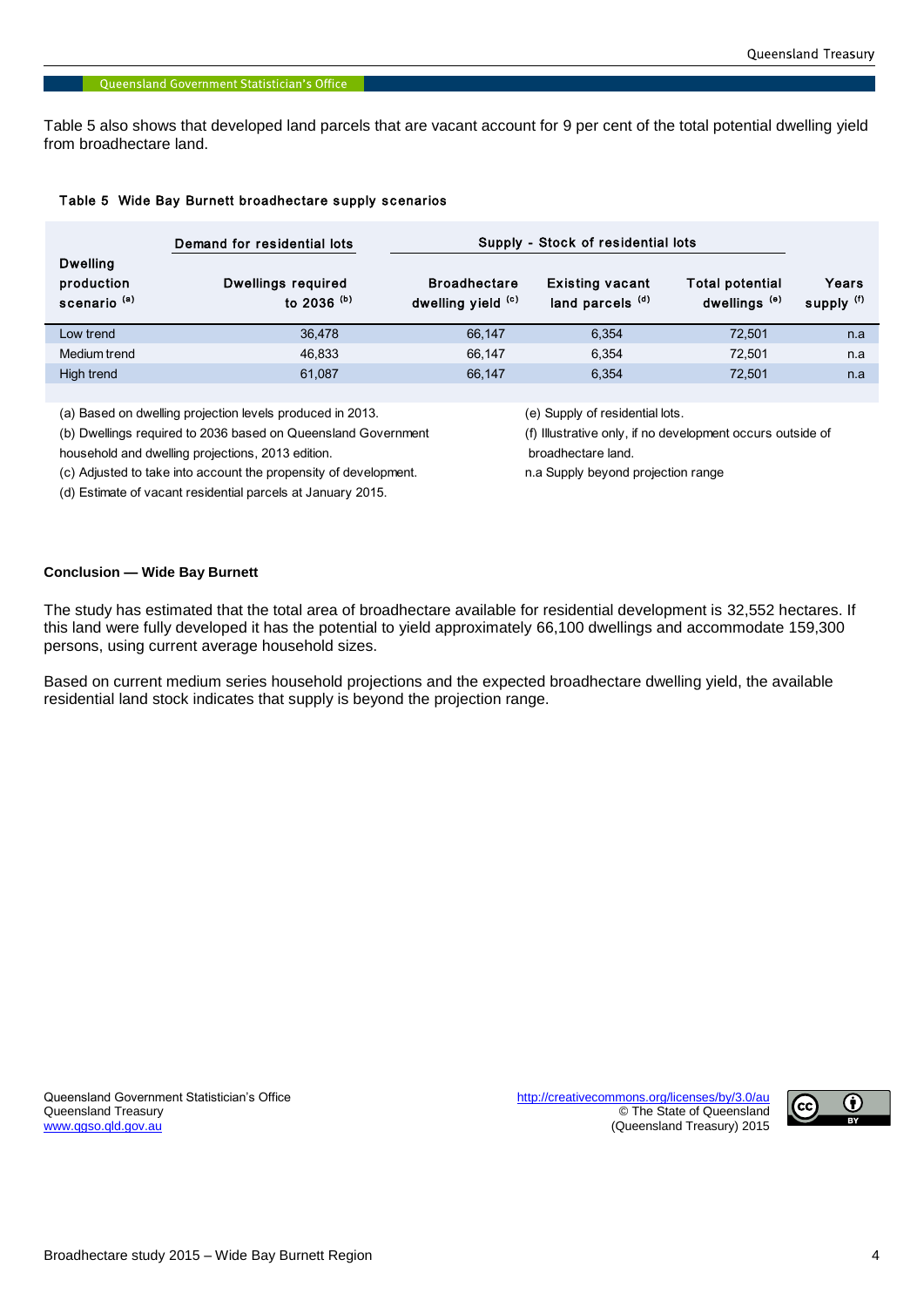Table 5 also shows that developed land parcels that are vacant account for 9 per cent of the total potential dwelling yield from broadhectare land.

**Table 5 Wide Bay Burnett broadhectare supply scenarios**

| Dwelling production scenario [(a)] | Demand for residential lots | Supply - Stock of residential lots | | | |
|---|---|---|---|---|---|
| | Dwellings required to 2036 [(b)] | Broadhectare dwelling yield [(c)] | Existing vacant land parcels [(d)] | Total potential dwellings [(e)] | Years supply [(f)] |
| Low trend | 36,478 | 66,147 | 6,354 | 72,501 | n.a |
| Medium trend | 46,833 | 66,147 | 6,354 | 72,501 | n.a |
| High trend | 61,087 | 66,147 | 6,354 | 72,501 | n.a |

(a) Based on dwelling projection levels produced in 2013.

(b) Dwellings required to 2036 based on Queensland Government household and dwelling projections, 2013 edition.

(c) Adjusted to take into account the propensity of development.

(d) Estimate of vacant residential parcels at January 2015.

(e) Supply of residential lots.

(f) Illustrative only, if no development occurs outside of broadhectare land.

n.a Supply beyond projection range

**Conclusion — Wide Bay Burnett**

The study has estimated that the total area of broadhectare available for residential development is 32,552 hectares. If this land were fully developed it has the potential to yield approximately 66,100 dwellings and accommodate 159,300 persons, using current average household sizes.

Based on current medium series household projections and the expected broadhectare dwelling yield, the available residential land stock indicates that supply is beyond the projection range.

Queensland Government Statistician's Office
Queensland Treasury
www.qgso.qld.gov.au

http://creativecommons.org/licenses/by/3.0/au
© The State of Queensland
(Queensland Treasury) 2015